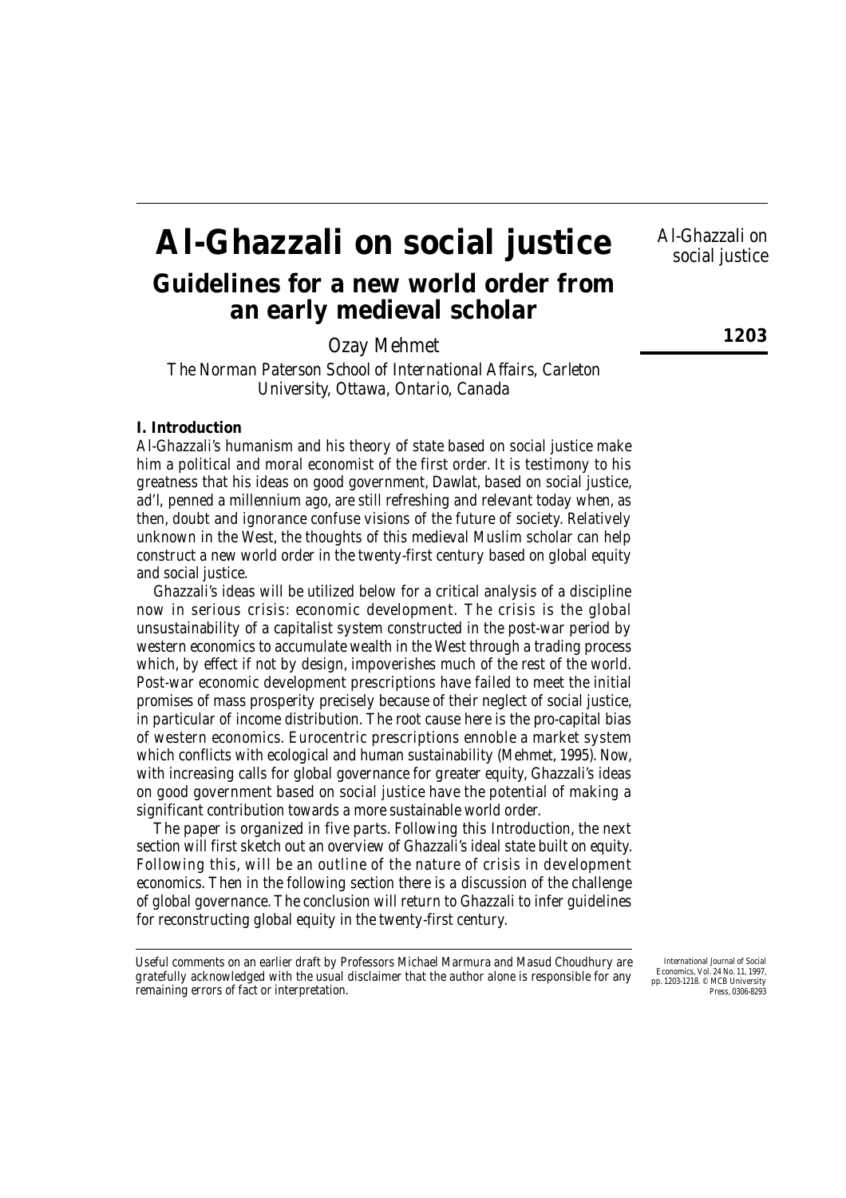# Al-Ghazzali on social justice

## Guidelines for a new world order from an early medieval scholar

Ozay Mehmet

*The Norman Paterson School of International Affairs, Carleton University, Ottawa, Ontario, Canada*

### I. Introduction

Al-Ghazzali's humanism and his theory of state based on social justice make him a political and moral economist of the first order. It is testimony to his greatness that his ideas on good government, Dawlat, based on social justice, ad'l, penned a millennium ago, are still refreshing and relevant today when, as then, doubt and ignorance confuse visions of the future of society. Relatively unknown in the West, the thoughts of this medieval Muslim scholar can help construct a new world order in the twenty-first century based on global equity and social justice.

Ghazzali's ideas will be utilized below for a critical analysis of a discipline now in serious crisis: economic development. The crisis is the global unsustainability of a capitalist system constructed in the post-war period by western economics to accumulate wealth in the West through a trading process which, by effect if not by design, impoverishes much of the rest of the world. Post-war economic development prescriptions have failed to meet the initial promises of mass prosperity precisely because of their neglect of social justice, in particular of income distribution. The root cause here is the pro-capital bias of western economics. Eurocentric prescriptions ennoble a market system which conflicts with ecological and human sustainability (Mehmet, 1995). Now, with increasing calls for global governance for greater equity, Ghazzali's ideas on good government based on social justice have the potential of making a significant contribution towards a more sustainable world order.

The paper is organized in five parts. Following this Introduction, the next section will first sketch out an overview of Ghazzali's ideal state built on equity. Following this, will be an outline of the nature of crisis in development economics. Then in the following section there is a discussion of the challenge of global governance. The conclusion will return to Ghazzali to infer guidelines for reconstructing global equity in the twenty-first century.

---

Useful comments on an earlier draft by Professors Michael Marmura and Masud Choudhury are gratefully acknowledged with the usual disclaimer that the author alone is responsible for any remaining errors of fact or interpretation.

International Journal of Social Economics, Vol. 24 No. 11, 1997, pp. 1203-1218. © MCB University Press, 0306-8293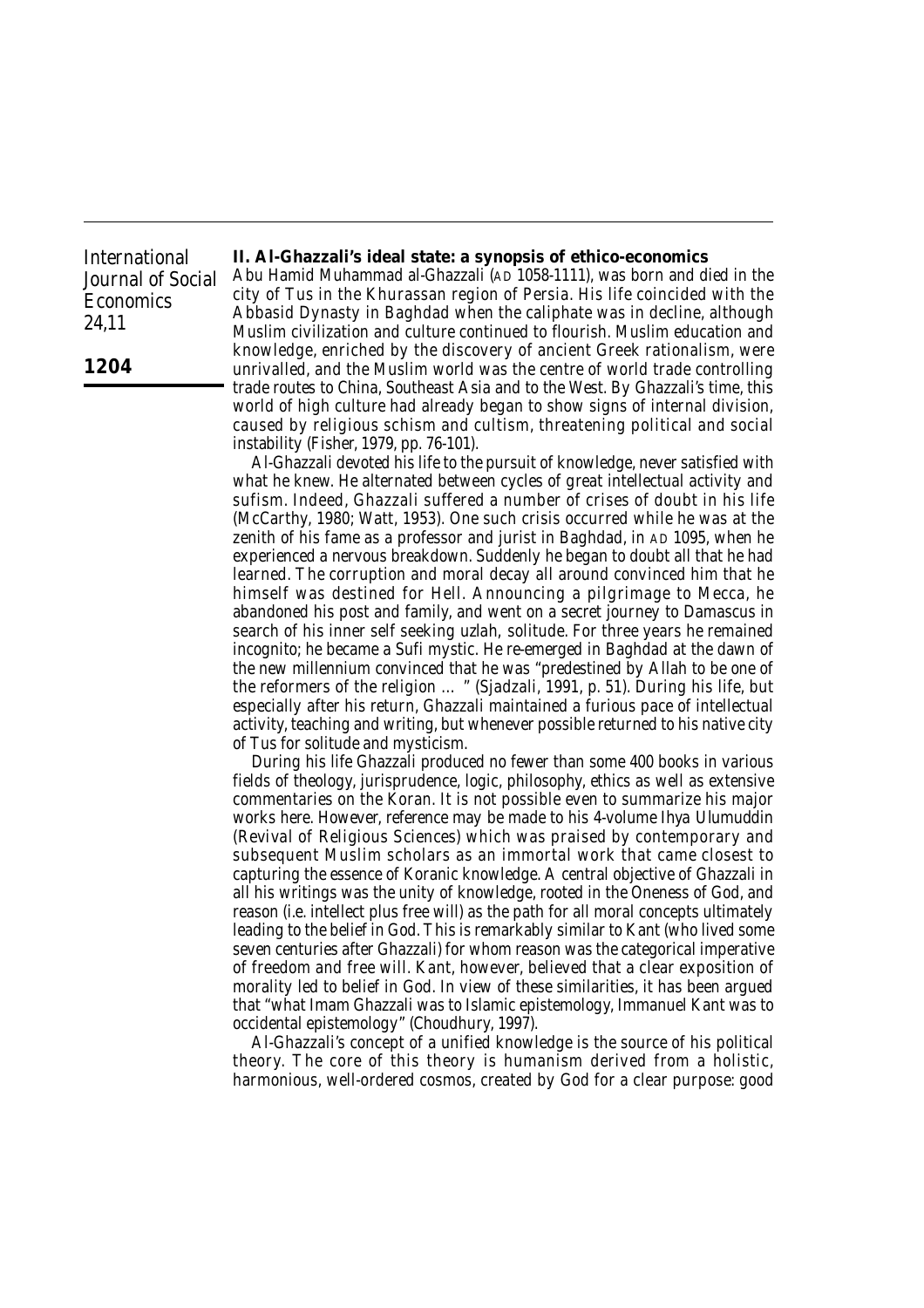## II. Al-Ghazzali's ideal state: a synopsis of ethico-economics

Abu Hamid Muhammad al-Ghazzali (AD 1058-1111), was born and died in the city of Tus in the Khurassan region of Persia. His life coincided with the Abbasid Dynasty in Baghdad when the caliphate was in decline, although Muslim civilization and culture continued to flourish. Muslim education and knowledge, enriched by the discovery of ancient Greek rationalism, were unrivalled, and the Muslim world was the centre of world trade controlling trade routes to China, Southeast Asia and to the West. By Ghazzali's time, this world of high culture had already began to show signs of internal division, caused by religious schism and cultism, threatening political and social instability (Fisher, 1979, pp. 76-101).

Al-Ghazzali devoted his life to the pursuit of knowledge, never satisfied with what he knew. He alternated between cycles of great intellectual activity and sufism. Indeed, Ghazzali suffered a number of crises of doubt in his life (McCarthy, 1980; Watt, 1953). One such crisis occurred while he was at the zenith of his fame as a professor and jurist in Baghdad, in AD 1095, when he experienced a nervous breakdown. Suddenly he began to doubt all that he had learned. The corruption and moral decay all around convinced him that he himself was destined for Hell. Announcing a pilgrimage to Mecca, he abandoned his post and family, and went on a secret journey to Damascus in search of his inner self seeking uzlah, solitude. For three years he remained incognito; he became a Sufi mystic. He re-emerged in Baghdad at the dawn of the new millennium convinced that he was "predestined by Allah to be one of the reformers of the religion … " (Sjadzali, 1991, p. 51). During his life, but especially after his return, Ghazzali maintained a furious pace of intellectual activity, teaching and writing, but whenever possible returned to his native city of Tus for solitude and mysticism.

During his life Ghazzali produced no fewer than some 400 books in various fields of theology, jurisprudence, logic, philosophy, ethics as well as extensive commentaries on the Koran. It is not possible even to summarize his major works here. However, reference may be made to his 4-volume Ihya Ulumuddin (Revival of Religious Sciences) which was praised by contemporary and subsequent Muslim scholars as an immortal work that came closest to capturing the essence of Koranic knowledge. A central objective of Ghazzali in all his writings was the unity of knowledge, rooted in the Oneness of God, and reason (i.e. intellect plus free will) as the path for all moral concepts ultimately leading to the belief in God. This is remarkably similar to Kant (who lived some seven centuries after Ghazzali) for whom reason was the categorical imperative of freedom and free will. Kant, however, believed that a clear exposition of morality led to belief in God. In view of these similarities, it has been argued that "what Imam Ghazzali was to Islamic epistemology, Immanuel Kant was to occidental epistemology" (Choudhury, 1997).

Al-Ghazzali's concept of a unified knowledge is the source of his political theory. The core of this theory is humanism derived from a holistic, harmonious, well-ordered cosmos, created by God for a clear purpose: good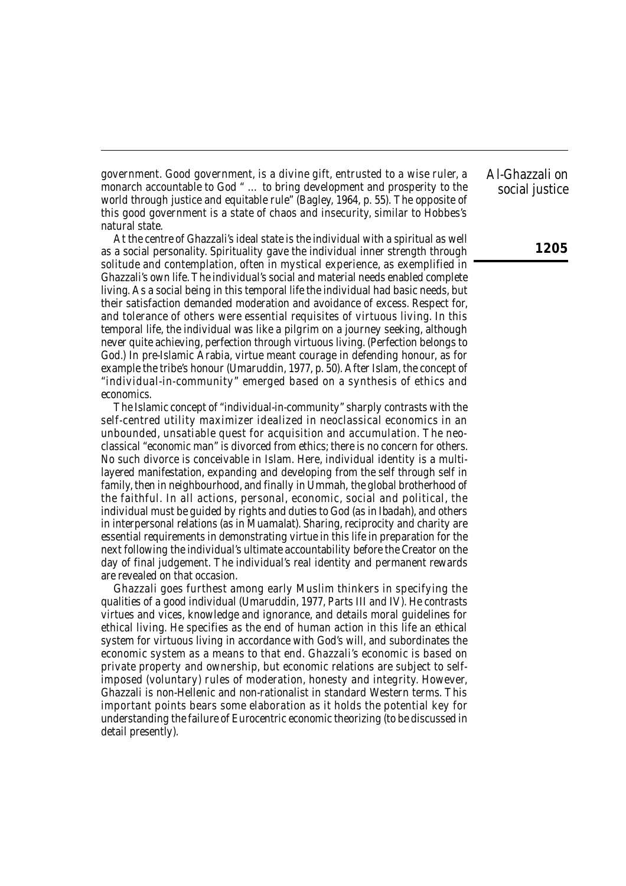government. Good government, is a divine gift, entrusted to a wise ruler, a monarch accountable to God " … to bring development and prosperity to the world through justice and equitable rule" (Bagley, 1964, p. 55). The opposite of this good government is a state of chaos and insecurity, similar to Hobbes's natural state.

At the centre of Ghazzali's ideal state is the individual with a spiritual as well as a social personality. Spirituality gave the individual inner strength through solitude and contemplation, often in mystical experience, as exemplified in Ghazzali's own life. The individual's social and material needs enabled complete living. As a social being in this temporal life the individual had basic needs, but their satisfaction demanded moderation and avoidance of excess. Respect for, and tolerance of others were essential requisites of virtuous living. In this temporal life, the individual was like a pilgrim on a journey seeking, although never quite achieving, perfection through virtuous living. (Perfection belongs to God.) In pre-Islamic Arabia, virtue meant courage in defending honour, as for example the tribe's honour (Umaruddin, 1977, p. 50). After Islam, the concept of "individual-in-community" emerged based on a synthesis of ethics and economics.

The Islamic concept of "individual-in-community" sharply contrasts with the self-centred utility maximizer idealized in neoclassical economics in an unbounded, unsatiable quest for acquisition and accumulation. The neoclassical "economic man" is divorced from ethics; there is no concern for others. No such divorce is conceivable in Islam. Here, individual identity is a multilayered manifestation, expanding and developing from the self through self in family, then in neighbourhood, and finally in Ummah, the global brotherhood of the faithful. In all actions, personal, economic, social and political, the individual must be guided by rights and duties to God (as in Ibadah), and others in interpersonal relations (as in Muamalat). Sharing, reciprocity and charity are essential requirements in demonstrating virtue in this life in preparation for the next following the individual's ultimate accountability before the Creator on the day of final judgement. The individual's real identity and permanent rewards are revealed on that occasion.

Ghazzali goes furthest among early Muslim thinkers in specifying the qualities of a good individual (Umaruddin, 1977, Parts III and IV). He contrasts virtues and vices, knowledge and ignorance, and details moral guidelines for ethical living. He specifies as the end of human action in this life an ethical system for virtuous living in accordance with God's will, and subordinates the economic system as a means to that end. Ghazzali's economic is based on private property and ownership, but economic relations are subject to self-imposed (voluntary) rules of moderation, honesty and integrity. However, Ghazzali is non-Hellenic and non-rationalist in standard Western terms. This important points bears some elaboration as it holds the potential key for understanding the failure of Eurocentric economic theorizing (to be discussed in detail presently).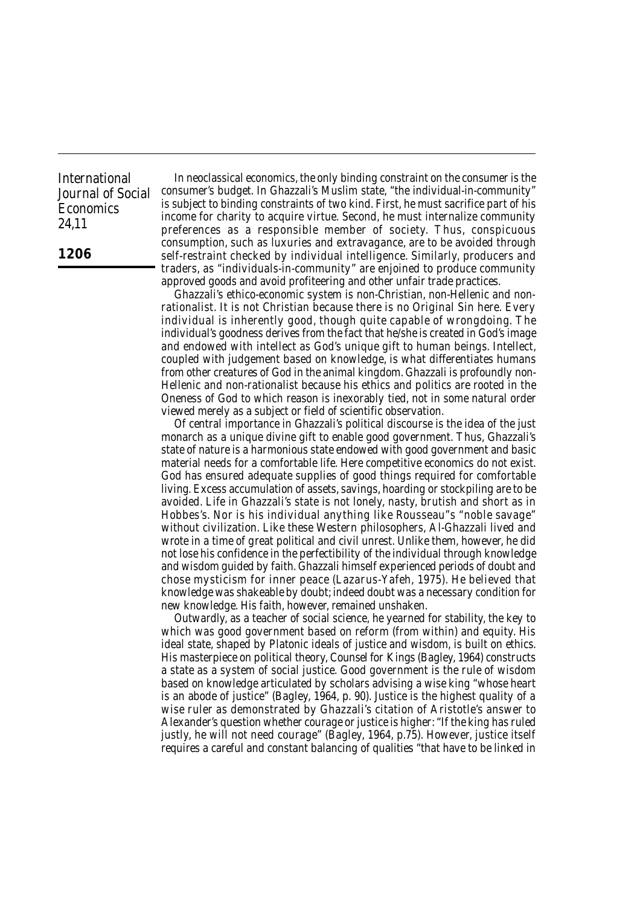In neoclassical economics, the only binding constraint on the consumer is the consumer's budget. In Ghazzali's Muslim state, "the individual-in-community" is subject to binding constraints of two kind. First, he must sacrifice part of his income for charity to acquire virtue. Second, he must internalize community preferences as a responsible member of society. Thus, conspicuous consumption, such as luxuries and extravagance, are to be avoided through self-restraint checked by individual intelligence. Similarly, producers and traders, as "individuals-in-community" are enjoined to produce community approved goods and avoid profiteering and other unfair trade practices.

Ghazzali's ethico-economic system is non-Christian, non-Hellenic and non-rationalist. It is not Christian because there is no Original Sin here. Every individual is inherently good, though quite capable of wrongdoing. The individual's goodness derives from the fact that he/she is created in God's image and endowed with intellect as God's unique gift to human beings. Intellect, coupled with judgement based on knowledge, is what differentiates humans from other creatures of God in the animal kingdom. Ghazzali is profoundly non-Hellenic and non-rationalist because his ethics and politics are rooted in the Oneness of God to which reason is inexorably tied, not in some natural order viewed merely as a subject or field of scientific observation.

Of central importance in Ghazzali's political discourse is the idea of the just monarch as a unique divine gift to enable good government. Thus, Ghazzali's state of nature is a harmonious state endowed with good government and basic material needs for a comfortable life. Here competitive economics do not exist. God has ensured adequate supplies of good things required for comfortable living. Excess accumulation of assets, savings, hoarding or stockpiling are to be avoided. Life in Ghazzali's state is not lonely, nasty, brutish and short as in Hobbes's. Nor is his individual anything like Rousseau"s "noble savage" without civilization. Like these Western philosophers, Al-Ghazzali lived and wrote in a time of great political and civil unrest. Unlike them, however, he did not lose his confidence in the perfectibility of the individual through knowledge and wisdom guided by faith. Ghazzali himself experienced periods of doubt and chose mysticism for inner peace (Lazarus-Yafeh, 1975). He believed that knowledge was shakeable by doubt; indeed doubt was a necessary condition for new knowledge. His faith, however, remained unshaken.

Outwardly, as a teacher of social science, he yearned for stability, the key to which was good government based on reform (from within) and equity. His ideal state, shaped by Platonic ideals of justice and wisdom, is built on ethics. His masterpiece on political theory, Counsel for Kings (Bagley, 1964) constructs a state as a system of social justice. Good government is the rule of wisdom based on knowledge articulated by scholars advising a wise king "whose heart is an abode of justice" (Bagley, 1964, p. 90). Justice is the highest quality of a wise ruler as demonstrated by Ghazzali's citation of Aristotle's answer to Alexander's question whether courage or justice is higher: "If the king has ruled justly, he will not need courage" (Bagley, 1964, p.75). However, justice itself requires a careful and constant balancing of qualities "that have to be linked in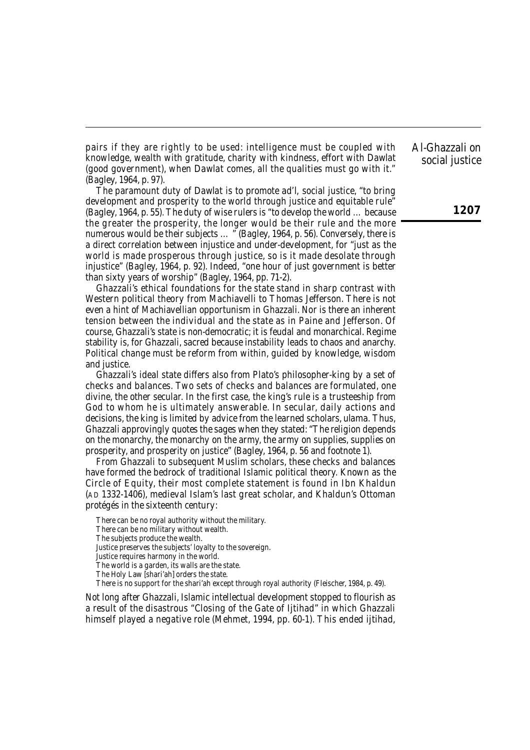pairs if they are rightly to be used: intelligence must be coupled with knowledge, wealth with gratitude, charity with kindness, effort with Dawlat (good government), when Dawlat comes, all the qualities must go with it." (Bagley, 1964, p. 97).

The paramount duty of Dawlat is to promote ad'l, social justice, "to bring development and prosperity to the world through justice and equitable rule" (Bagley, 1964, p. 55). The duty of wise rulers is "to develop the world … because the greater the prosperity, the longer would be their rule and the more numerous would be their subjects … " (Bagley, 1964, p. 56). Conversely, there is a direct correlation between injustice and under-development, for "just as the world is made prosperous through justice, so is it made desolate through injustice" (Bagley, 1964, p. 92). Indeed, "one hour of just government is better than sixty years of worship" (Bagley, 1964, pp. 71-2).

Ghazzali's ethical foundations for the state stand in sharp contrast with Western political theory from Machiavelli to Thomas Jefferson. There is not even a hint of Machiavellian opportunism in Ghazzali. Nor is there an inherent tension between the individual and the state as in Paine and Jefferson. Of course, Ghazzali's state is non-democratic; it is feudal and monarchical. Regime stability is, for Ghazzali, sacred because instability leads to chaos and anarchy. Political change must be reform from within, guided by knowledge, wisdom and justice.

Ghazzali's ideal state differs also from Plato's philosopher-king by a set of checks and balances. Two sets of checks and balances are formulated, one divine, the other secular. In the first case, the king's rule is a trusteeship from God to whom he is ultimately answerable. In secular, daily actions and decisions, the king is limited by advice from the learned scholars, ulama. Thus, Ghazzali approvingly quotes the sages when they stated: "The religion depends on the monarchy, the monarchy on the army, the army on supplies, supplies on prosperity, and prosperity on justice" (Bagley, 1964, p. 56 and footnote 1).

From Ghazzali to subsequent Muslim scholars, these checks and balances have formed the bedrock of traditional Islamic political theory. Known as the Circle of Equity, their most complete statement is found in Ibn Khaldun (AD 1332-1406), medieval Islam's last great scholar, and Khaldun's Ottoman protégés in the sixteenth century:

> There can be no royal authority without the military.
> There can be no military without wealth.
> The subjects produce the wealth.
> Justice preserves the subjects' loyalty to the sovereign.
> Justice requires harmony in the world.
> The world is a garden, its walls are the state.
> The Holy Law [shari'ah] orders the state.
> There is no support for the shari'ah except through royal authority (Fleischer, 1984, p. 49).

Not long after Ghazzali, Islamic intellectual development stopped to flourish as a result of the disastrous "Closing of the Gate of Ijtihad" in which Ghazzali himself played a negative role (Mehmet, 1994, pp. 60-1). This ended ijtihad,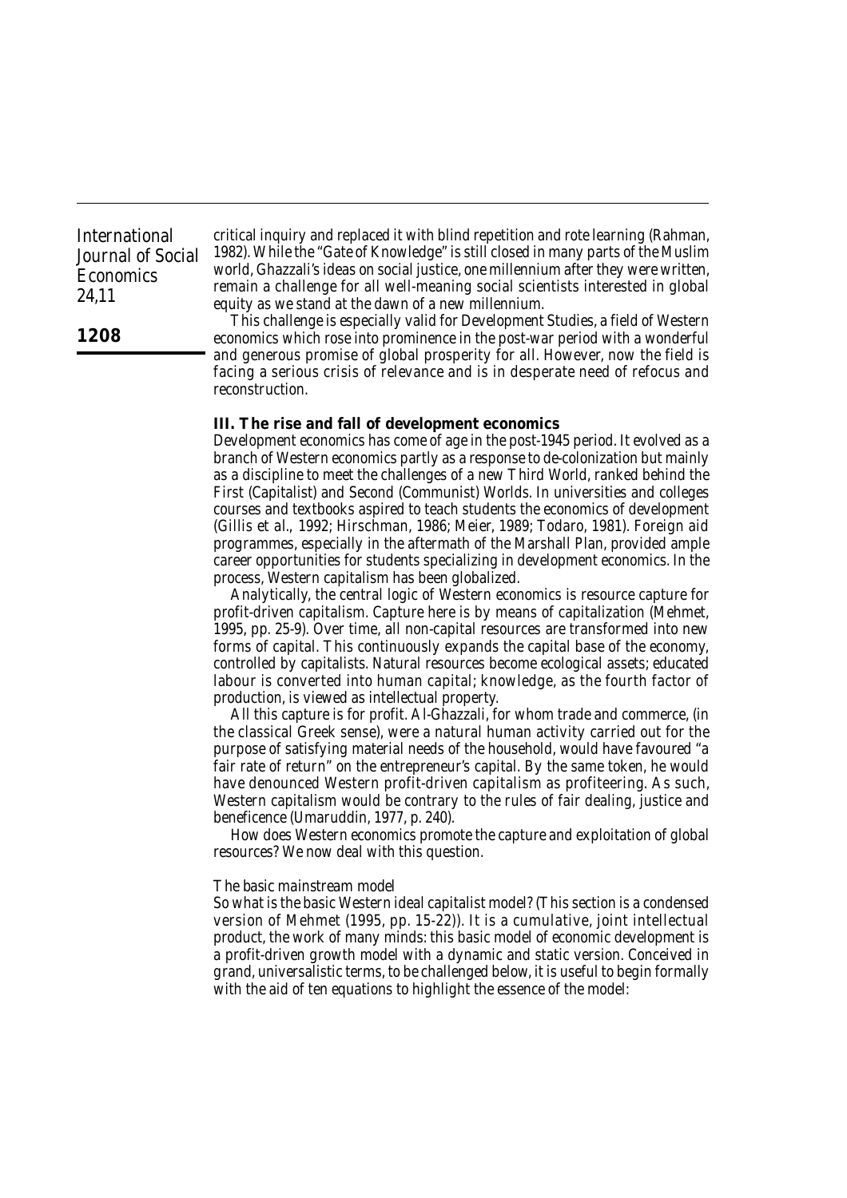critical inquiry and replaced it with blind repetition and rote learning (Rahman, 1982). While the "Gate of Knowledge" is still closed in many parts of the Muslim world, Ghazzali's ideas on social justice, one millennium after they were written, remain a challenge for all well-meaning social scientists interested in global equity as we stand at the dawn of a new millennium.

This challenge is especially valid for Development Studies, a field of Western economics which rose into prominence in the post-war period with a wonderful and generous promise of global prosperity for all. However, now the field is facing a serious crisis of relevance and is in desperate need of refocus and reconstruction.

## III. The rise and fall of development economics

Development economics has come of age in the post-1945 period. It evolved as a branch of Western economics partly as a response to de-colonization but mainly as a discipline to meet the challenges of a new Third World, ranked behind the First (Capitalist) and Second (Communist) Worlds. In universities and colleges courses and textbooks aspired to teach students the economics of development (Gillis *et al.*, 1992; Hirschman, 1986; Meier, 1989; Todaro, 1981). Foreign aid programmes, especially in the aftermath of the Marshall Plan, provided ample career opportunities for students specializing in development economics. In the process, Western capitalism has been globalized.

Analytically, the central logic of Western economics is resource capture for profit-driven capitalism. Capture here is by means of capitalization (Mehmet, 1995, pp. 25-9). Over time, all non-capital resources are transformed into new forms of capital. This continuously expands the capital base of the economy, controlled by capitalists. Natural resources become ecological assets; educated labour is converted into human capital; knowledge, as the fourth factor of production, is viewed as intellectual property.

All this capture is for profit. Al-Ghazzali, for whom trade and commerce, (in the classical Greek sense), were a natural human activity carried out for the purpose of satisfying material needs of the household, would have favoured "a fair rate of return" on the entrepreneur's capital. By the same token, he would have denounced Western profit-driven capitalism as profiteering. As such, Western capitalism would be contrary to the rules of fair dealing, justice and beneficence (Umaruddin, 1977, p. 240).

How does Western economics promote the capture and exploitation of global resources? We now deal with this question.

### *The basic mainstream model*

So what is the basic Western ideal capitalist model? (This section is a condensed version of Mehmet (1995, pp. 15-22)). It is a cumulative, joint intellectual product, the work of many minds: this basic model of economic development is a profit-driven growth model with a dynamic and static version. Conceived in grand, universalistic terms, to be challenged below, it is useful to begin formally with the aid of ten equations to highlight the essence of the model: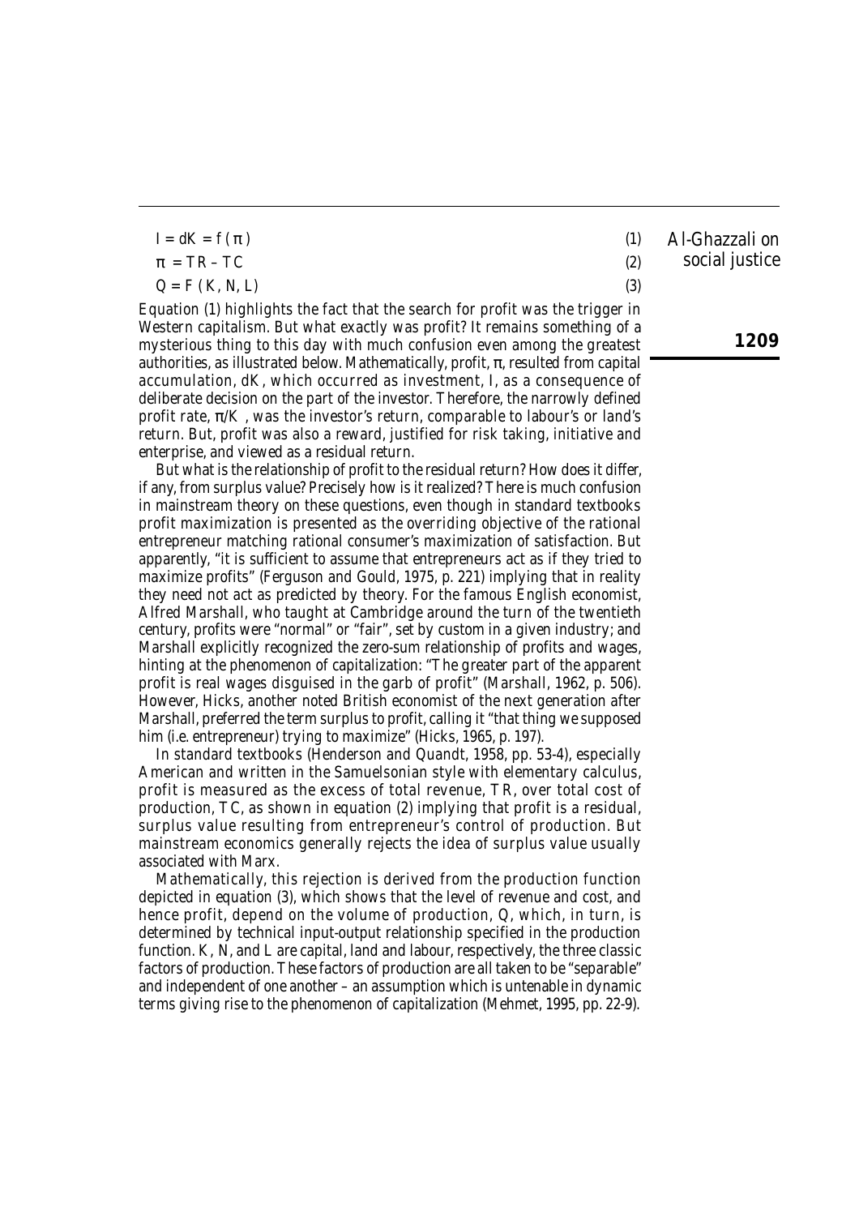$$I = dK = f(\pi) \quad (1)$$

$$\pi = TR - TC \quad (2)$$

$$Q = F(K, N, L) \quad (3)$$

Equation (1) highlights the fact that the search for profit was the trigger in Western capitalism. But what exactly was profit? It remains something of a mysterious thing to this day with much confusion even among the greatest authorities, as illustrated below. Mathematically, profit, $\pi$, resulted from capital accumulation, $dK$, which occurred as investment, $I$, as a consequence of deliberate decision on the part of the investor. Therefore, the narrowly defined profit rate, $\pi/K$, was the investor's return, comparable to labour's or land's return. But, profit was also a reward, justified for risk taking, initiative and enterprise, and viewed as a residual return.

But what is the relationship of profit to the residual return? How does it differ, if any, from surplus value? Precisely how is it realized? There is much confusion in mainstream theory on these questions, even though in standard textbooks profit maximization is presented as the overriding objective of the rational entrepreneur matching rational consumer's maximization of satisfaction. But apparently, "it is sufficient to assume that entrepreneurs act as if they tried to maximize profits" (Ferguson and Gould, 1975, p. 221) implying that in reality they need not act as predicted by theory. For the famous English economist, Alfred Marshall, who taught at Cambridge around the turn of the twentieth century, profits were "normal" or "fair", set by custom in a given industry; and Marshall explicitly recognized the zero-sum relationship of profits and wages, hinting at the phenomenon of capitalization: "The greater part of the apparent profit is real wages disguised in the garb of profit" (Marshall, 1962, p. 506). However, Hicks, another noted British economist of the next generation after Marshall, preferred the term surplus to profit, calling it "that thing we supposed him (i.e. entrepreneur) trying to maximize" (Hicks, 1965, p. 197).

In standard textbooks (Henderson and Quandt, 1958, pp. 53-4), especially American and written in the Samuelsonian style with elementary calculus, profit is measured as the excess of total revenue, $TR$, over total cost of production, $TC$, as shown in equation (2) implying that profit is a residual, surplus value resulting from entrepreneur's control of production. But mainstream economics generally rejects the idea of surplus value usually associated with Marx.

Mathematically, this rejection is derived from the production function depicted in equation (3), which shows that the level of revenue and cost, and hence profit, depend on the volume of production, $Q$, which, in turn, is determined by technical input-output relationship specified in the production function. $K$, $N$, and $L$ are capital, land and labour, respectively, the three classic factors of production. These factors of production are all taken to be "separable" and independent of one another – an assumption which is untenable in dynamic terms giving rise to the phenomenon of capitalization (Mehmet, 1995, pp. 22-9).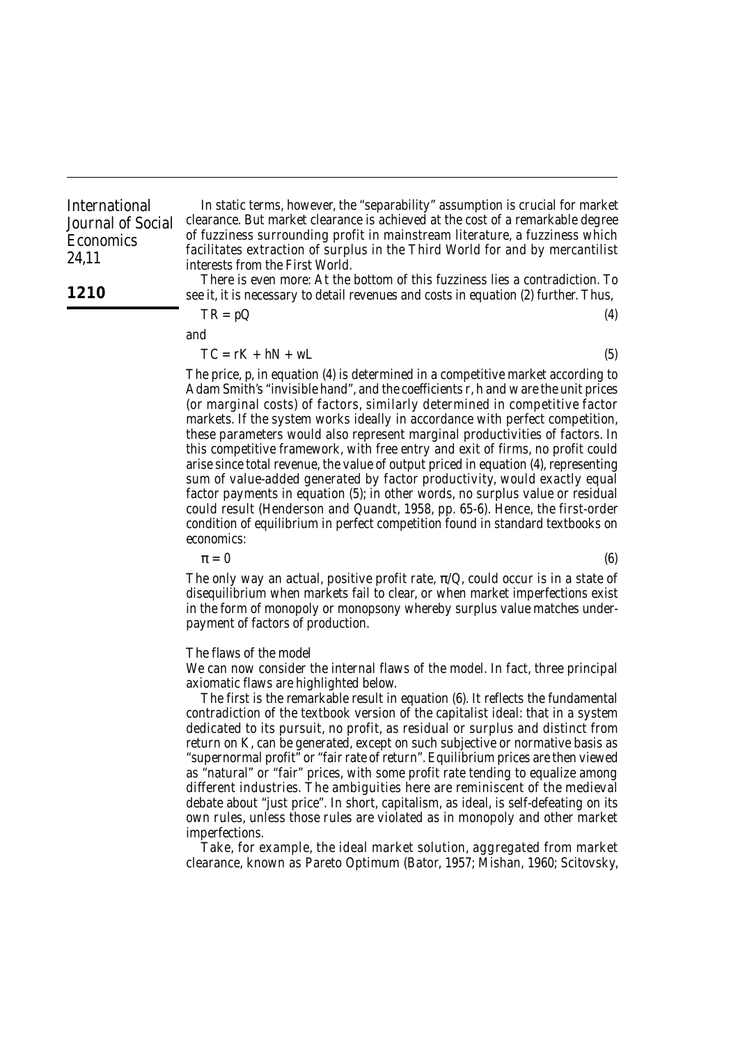In static terms, however, the "separability" assumption is crucial for market clearance. But market clearance is achieved at the cost of a remarkable degree of fuzziness surrounding profit in mainstream literature, a fuzziness which facilitates extraction of surplus in the Third World for and by mercantilist interests from the First World.

There is even more: At the bottom of this fuzziness lies a contradiction. To see it, it is necessary to detail revenues and costs in equation (2) further. Thus,

$$TR = pQ \tag{4}$$

and

$$TC = rK + hN + wL \tag{5}$$

The price, $p$, in equation (4) is determined in a competitive market according to Adam Smith's "invisible hand", and the coefficients $r$, $h$ and $w$ are the unit prices (or marginal costs) of factors, similarly determined in competitive factor markets. If the system works ideally in accordance with perfect competition, these parameters would also represent marginal productivities of factors. In this competitive framework, with free entry and exit of firms, no profit could arise since total revenue, the value of output priced in equation (4), representing sum of value-added generated by factor productivity, would exactly equal factor payments in equation (5); in other words, no surplus value or residual could result (Henderson and Quandt, 1958, pp. 65-6). Hence, the first-order condition of equilibrium in perfect competition found in standard textbooks on economics:

$$\pi = 0 \tag{6}$$

The only way an actual, positive profit rate, $\pi/Q$, could occur is in a state of disequilibrium when markets fail to clear, or when market imperfections exist in the form of monopoly or monopsony whereby surplus value matches under-payment of factors of production.

### The flaws of the model

We can now consider the internal flaws of the model. In fact, three principal axiomatic flaws are highlighted below.

The first is the remarkable result in equation (6). It reflects the fundamental contradiction of the textbook version of the capitalist ideal: that in a system dedicated to its pursuit, no profit, as residual or surplus and distinct from return on $K$, can be generated, except on such subjective or normative basis as "supernormal profit" or "fair rate of return". Equilibrium prices are then viewed as "natural" or "fair" prices, with some profit rate tending to equalize among different industries. The ambiguities here are reminiscent of the medieval debate about "just price". In short, capitalism, as ideal, is self-defeating on its own rules, unless those rules are violated as in monopoly and other market imperfections.

Take, for example, the ideal market solution, aggregated from market clearance, known as Pareto Optimum (Bator, 1957; Mishan, 1960; Scitovsky,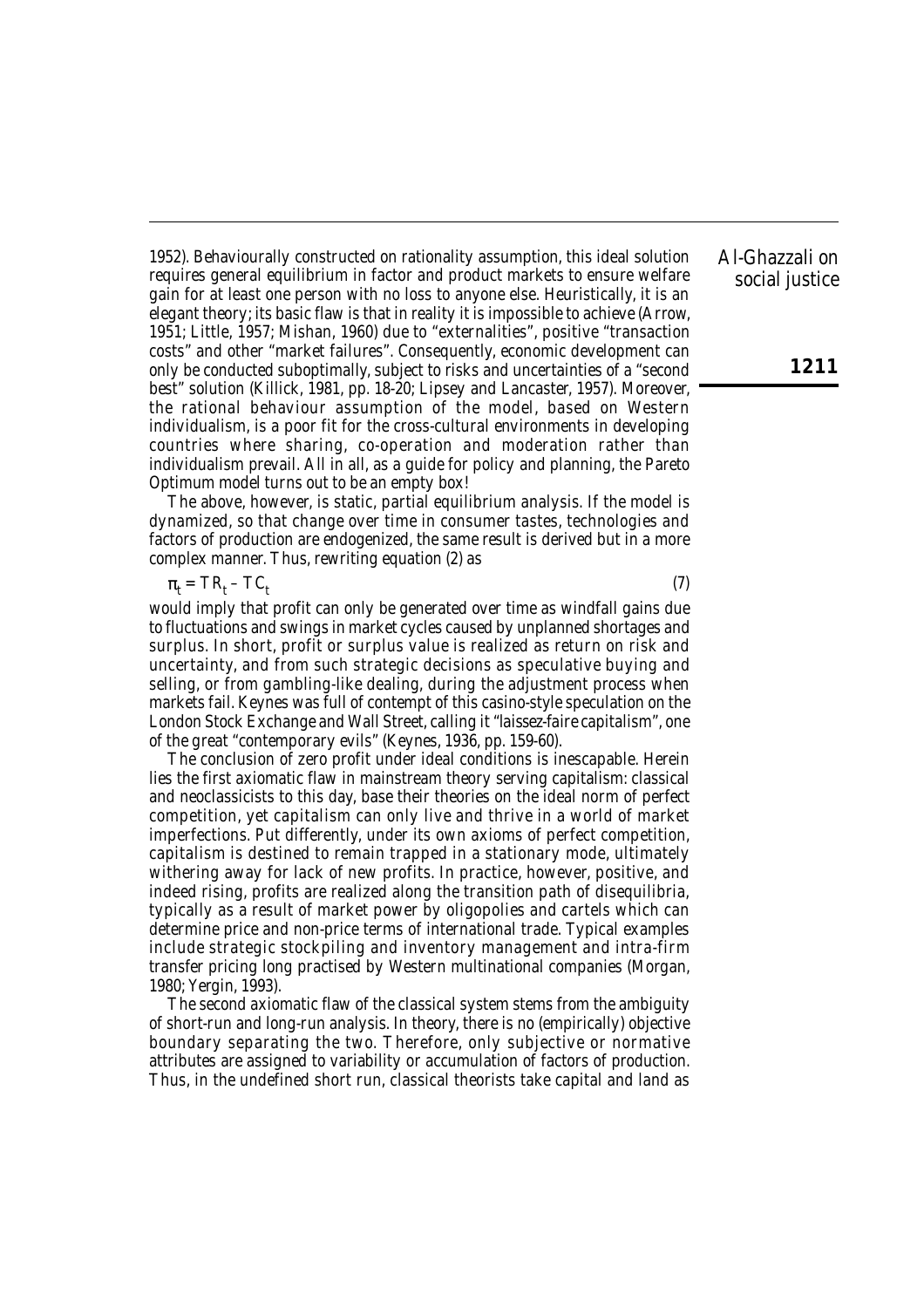1952). Behaviourally constructed on rationality assumption, this ideal solution requires general equilibrium in factor and product markets to ensure welfare gain for at least one person with no loss to anyone else. Heuristically, it is an elegant theory; its basic flaw is that in reality it is impossible to achieve (Arrow, 1951; Little, 1957; Mishan, 1960) due to "externalities", positive "transaction costs" and other "market failures". Consequently, economic development can only be conducted suboptimally, subject to risks and uncertainties of a "second best" solution (Killick, 1981, pp. 18-20; Lipsey and Lancaster, 1957). Moreover, the rational behaviour assumption of the model, based on Western individualism, is a poor fit for the cross-cultural environments in developing countries where sharing, co-operation and moderation rather than individualism prevail. All in all, as a guide for policy and planning, the Pareto Optimum model turns out to be an empty box!

The above, however, is static, partial equilibrium analysis. If the model is dynamized, so that change over time in consumer tastes, technologies and factors of production are endogenized, the same result is derived but in a more complex manner. Thus, rewriting equation (2) as

$$\pi_t = TR_t - TC_t \tag{7}$$

would imply that profit can only be generated over time as windfall gains due to fluctuations and swings in market cycles caused by unplanned shortages and surplus. In short, profit or surplus value is realized as return on risk and uncertainty, and from such strategic decisions as speculative buying and selling, or from gambling-like dealing, during the adjustment process when markets fail. Keynes was full of contempt of this casino-style speculation on the London Stock Exchange and Wall Street, calling it "laissez-faire capitalism", one of the great "contemporary evils" (Keynes, 1936, pp. 159-60).

The conclusion of zero profit under ideal conditions is inescapable. Herein lies the first axiomatic flaw in mainstream theory serving capitalism: classical and neoclassicists to this day, base their theories on the ideal norm of perfect competition, yet capitalism can only live and thrive in a world of market imperfections. Put differently, under its own axioms of perfect competition, capitalism is destined to remain trapped in a stationary mode, ultimately withering away for lack of new profits. In practice, however, positive, and indeed rising, profits are realized along the transition path of disequilibria, typically as a result of market power by oligopolies and cartels which can determine price and non-price terms of international trade. Typical examples include strategic stockpiling and inventory management and intra-firm transfer pricing long practised by Western multinational companies (Morgan, 1980; Yergin, 1993).

The second axiomatic flaw of the classical system stems from the ambiguity of short-run and long-run analysis. In theory, there is no (empirically) objective boundary separating the two. Therefore, only subjective or normative attributes are assigned to variability or accumulation of factors of production. Thus, in the undefined short run, classical theorists take capital and land as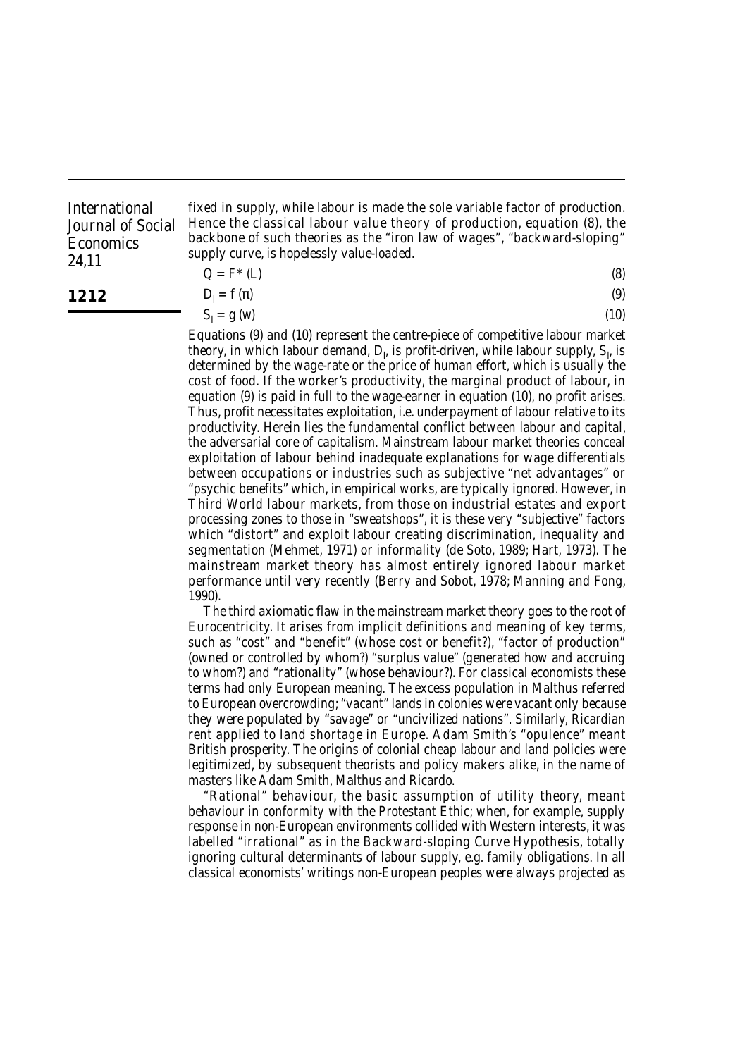fixed in supply, while labour is made the sole variable factor of production. Hence the classical labour value theory of production, equation (8), the backbone of such theories as the "iron law of wages", "backward-sloping" supply curve, is hopelessly value-loaded.

$$Q = F^* (L) \tag{8}$$

$$D_l = f(\pi) \tag{9}$$

$$S_l = g(w) \tag{10}$$

Equations (9) and (10) represent the centre-piece of competitive labour market theory, in which labour demand, $D_l$, is profit-driven, while labour supply, $S_l$, is determined by the wage-rate or the price of human effort, which is usually the cost of food. If the worker's productivity, the marginal product of labour, in equation (9) is paid in full to the wage-earner in equation (10), no profit arises. Thus, profit necessitates exploitation, i.e. underpayment of labour relative to its productivity. Herein lies the fundamental conflict between labour and capital, the adversarial core of capitalism. Mainstream labour market theories conceal exploitation of labour behind inadequate explanations for wage differentials between occupations or industries such as subjective "net advantages" or "psychic benefits" which, in empirical works, are typically ignored. However, in Third World labour markets, from those on industrial estates and export processing zones to those in "sweatshops", it is these very "subjective" factors which "distort" and exploit labour creating discrimination, inequality and segmentation (Mehmet, 1971) or informality (de Soto, 1989; Hart, 1973). The mainstream market theory has almost entirely ignored labour market performance until very recently (Berry and Sobot, 1978; Manning and Fong, 1990).

The third axiomatic flaw in the mainstream market theory goes to the root of Eurocentricity. It arises from implicit definitions and meaning of key terms, such as "cost" and "benefit" (whose cost or benefit?), "factor of production" (owned or controlled by whom?) "surplus value" (generated how and accruing to whom?) and "rationality" (whose behaviour?). For classical economists these terms had only European meaning. The excess population in Malthus referred to European overcrowding; "vacant" lands in colonies were vacant only because they were populated by "savage" or "uncivilized nations". Similarly, Ricardian rent applied to land shortage in Europe. Adam Smith's "opulence" meant British prosperity. The origins of colonial cheap labour and land policies were legitimized, by subsequent theorists and policy makers alike, in the name of masters like Adam Smith, Malthus and Ricardo.

"Rational" behaviour, the basic assumption of utility theory, meant behaviour in conformity with the Protestant Ethic; when, for example, supply response in non-European environments collided with Western interests, it was labelled "irrational" as in the Backward-sloping Curve Hypothesis, totally ignoring cultural determinants of labour supply, e.g. family obligations. In all classical economists' writings non-European peoples were always projected as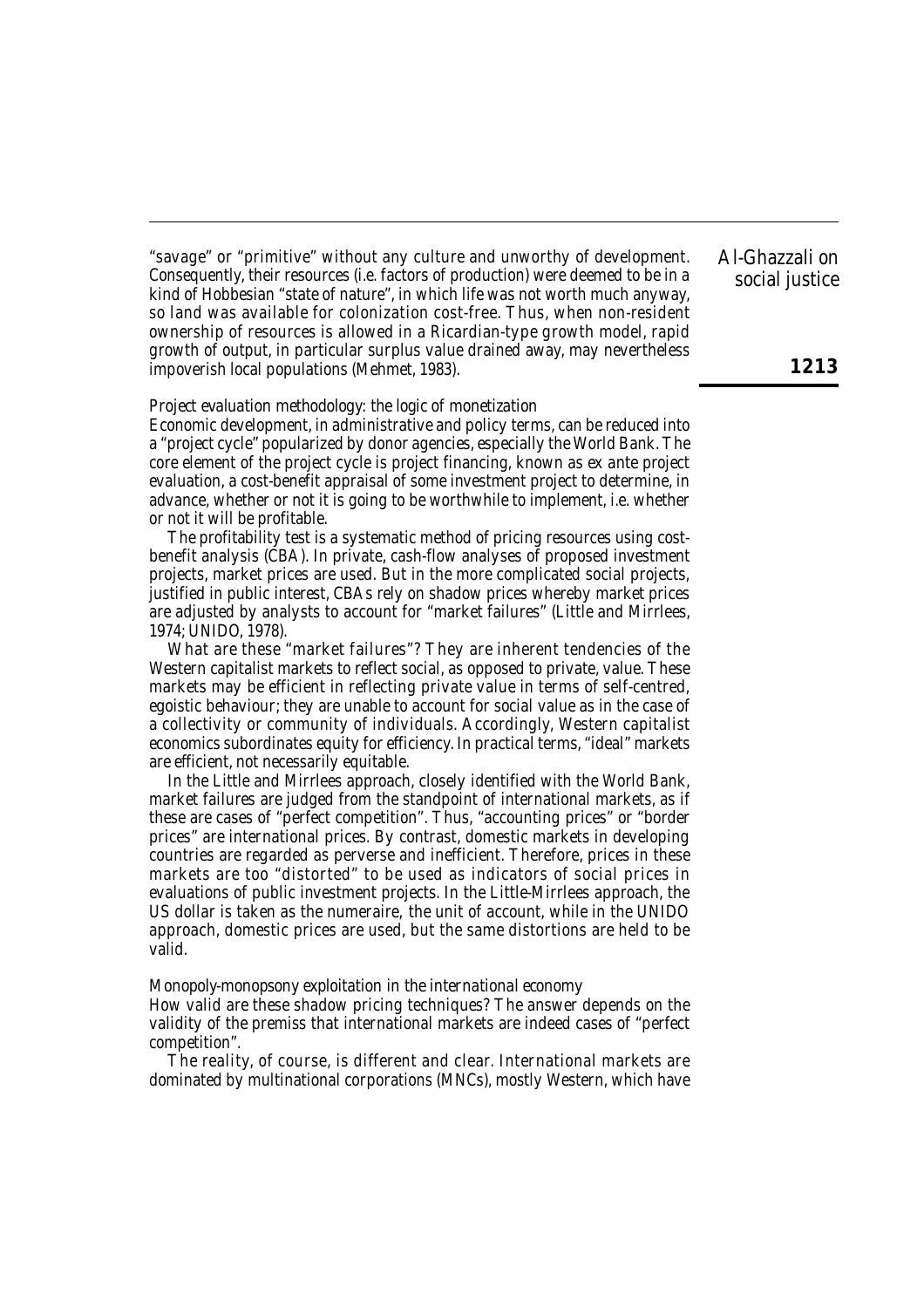"savage" or "primitive" without any culture and unworthy of development. Consequently, their resources (i.e. factors of production) were deemed to be in a kind of Hobbesian "state of nature", in which life was not worth much anyway, so land was available for colonization cost-free. Thus, when non-resident ownership of resources is allowed in a Ricardian-type growth model, rapid growth of output, in particular surplus value drained away, may nevertheless impoverish local populations (Mehmet, 1983).

### Project evaluation methodology: the logic of monetization

Economic development, in administrative and policy terms, can be reduced into a "project cycle" popularized by donor agencies, especially the World Bank. The core element of the project cycle is project financing, known as ex ante project evaluation, a cost-benefit appraisal of some investment project to determine, in advance, whether or not it is going to be worthwhile to implement, i.e. whether or not it will be profitable.

The profitability test is a systematic method of pricing resources using cost-benefit analysis (CBA). In private, cash-flow analyses of proposed investment projects, market prices are used. But in the more complicated social projects, justified in public interest, CBAs rely on shadow prices whereby market prices are adjusted by analysts to account for "market failures" (Little and Mirrlees, 1974; UNIDO, 1978).

What are these "market failures"? They are inherent tendencies of the Western capitalist markets to reflect social, as opposed to private, value. These markets may be efficient in reflecting private value in terms of self-centred, egoistic behaviour; they are unable to account for social value as in the case of a collectivity or community of individuals. Accordingly, Western capitalist economics subordinates equity for efficiency. In practical terms, "ideal" markets are efficient, not necessarily equitable.

In the Little and Mirrlees approach, closely identified with the World Bank, market failures are judged from the standpoint of international markets, as if these are cases of "perfect competition". Thus, "accounting prices" or "border prices" are international prices. By contrast, domestic markets in developing countries are regarded as perverse and inefficient. Therefore, prices in these markets are too "distorted" to be used as indicators of social prices in evaluations of public investment projects. In the Little-Mirrlees approach, the US dollar is taken as the numeraire, the unit of account, while in the UNIDO approach, domestic prices are used, but the same distortions are held to be valid.

### Monopoly-monopsony exploitation in the international economy

How valid are these shadow pricing techniques? The answer depends on the validity of the premiss that international markets are indeed cases of "perfect competition".

The reality, of course, is different and clear. International markets are dominated by multinational corporations (MNCs), mostly Western, which have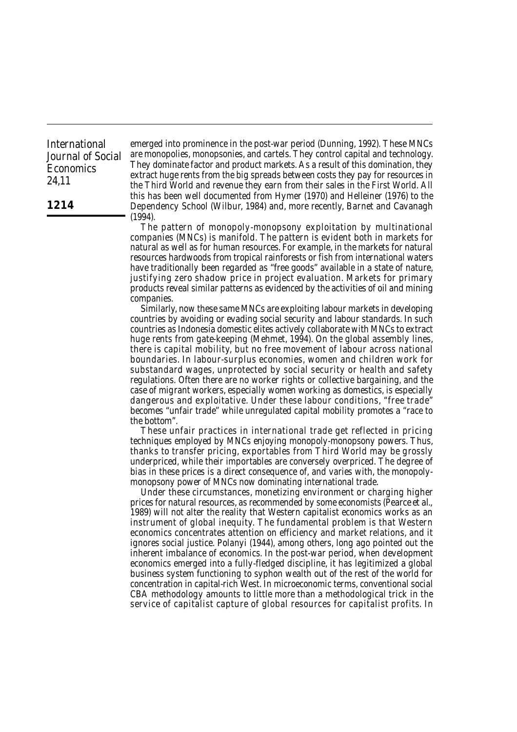emerged into prominence in the post-war period (Dunning, 1992). These MNCs are monopolies, monopsonies, and cartels. They control capital and technology. They dominate factor and product markets. As a result of this domination, they extract huge rents from the big spreads between costs they pay for resources in the Third World and revenue they earn from their sales in the First World. All this has been well documented from Hymer (1970) and Helleiner (1976) to the Dependency School (Wilbur, 1984) and, more recently, Barnet and Cavanagh (1994).

The pattern of monopoly-monopsony exploitation by multinational companies (MNCs) is manifold. The pattern is evident both in markets for natural as well as for human resources. For example, in the markets for natural resources hardwoods from tropical rainforests or fish from international waters have traditionally been regarded as "free goods" available in a state of nature, justifying zero shadow price in project evaluation. Markets for primary products reveal similar patterns as evidenced by the activities of oil and mining companies.

Similarly, now these same MNCs are exploiting labour markets in developing countries by avoiding or evading social security and labour standards. In such countries as Indonesia domestic elites actively collaborate with MNCs to extract huge rents from gate-keeping (Mehmet, 1994). On the global assembly lines, there is capital mobility, but no free movement of labour across national boundaries. In labour-surplus economies, women and children work for substandard wages, unprotected by social security or health and safety regulations. Often there are no worker rights or collective bargaining, and the case of migrant workers, especially women working as domestics, is especially dangerous and exploitative. Under these labour conditions, "free trade" becomes "unfair trade" while unregulated capital mobility promotes a "race to the bottom".

These unfair practices in international trade get reflected in pricing techniques employed by MNCs enjoying monopoly-monopsony powers. Thus, thanks to transfer pricing, exportables from Third World may be grossly underpriced, while their importables are conversely overpriced. The degree of bias in these prices is a direct consequence of, and varies with, the monopoly-monopsony power of MNCs now dominating international trade.

Under these circumstances, monetizing environment or charging higher prices for natural resources, as recommended by some economists (Pearce et al., 1989) will not alter the reality that Western capitalist economics works as an instrument of global inequity. The fundamental problem is that Western economics concentrates attention on efficiency and market relations, and it ignores social justice. Polanyi (1944), among others, long ago pointed out the inherent imbalance of economics. In the post-war period, when development economics emerged into a fully-fledged discipline, it has legitimized a global business system functioning to syphon wealth out of the rest of the world for concentration in capital-rich West. In microeconomic terms, conventional social CBA methodology amounts to little more than a methodological trick in the service of capitalist capture of global resources for capitalist profits. In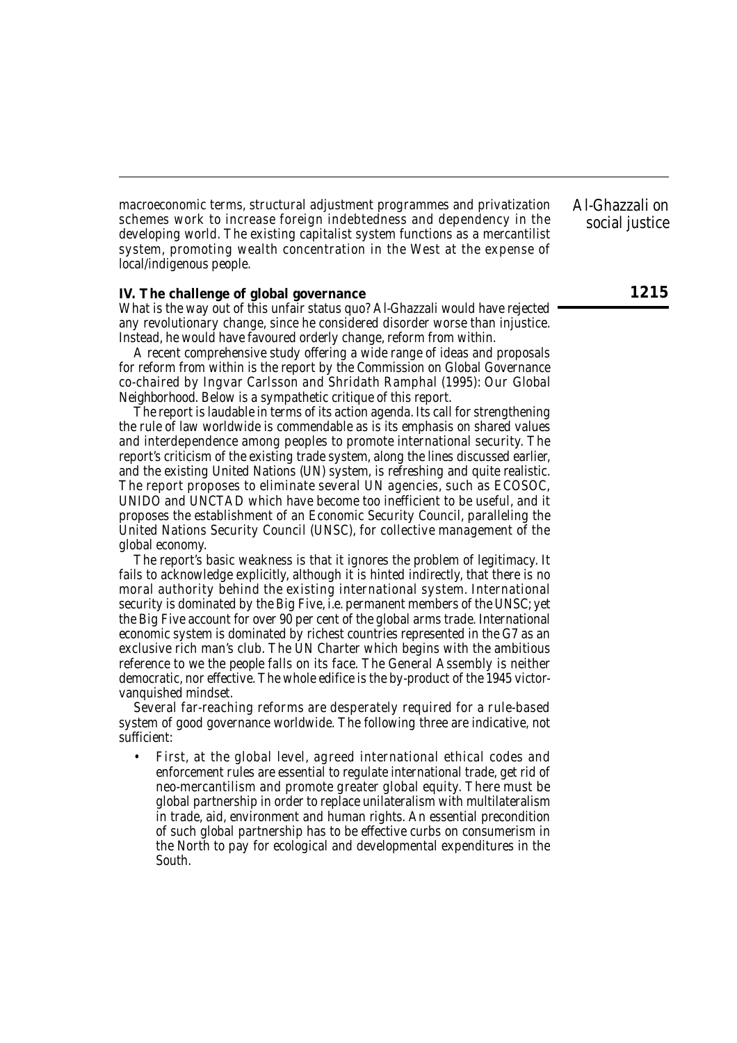macroeconomic terms, structural adjustment programmes and privatization schemes work to increase foreign indebtedness and dependency in the developing world. The existing capitalist system functions as a mercantilist system, promoting wealth concentration in the West at the expense of local/indigenous people.

## IV. The challenge of global governance

What is the way out of this unfair status quo? Al-Ghazzali would have rejected any revolutionary change, since he considered disorder worse than injustice. Instead, he would have favoured orderly change, reform from within.

A recent comprehensive study offering a wide range of ideas and proposals for reform from within is the report by the Commission on Global Governance co-chaired by Ingvar Carlsson and Shridath Ramphal (1995): Our Global Neighborhood. Below is a sympathetic critique of this report.

The report is laudable in terms of its action agenda. Its call for strengthening the rule of law worldwide is commendable as is its emphasis on shared values and interdependence among peoples to promote international security. The report's criticism of the existing trade system, along the lines discussed earlier, and the existing United Nations (UN) system, is refreshing and quite realistic. The report proposes to eliminate several UN agencies, such as ECOSOC, UNIDO and UNCTAD which have become too inefficient to be useful, and it proposes the establishment of an Economic Security Council, paralleling the United Nations Security Council (UNSC), for collective management of the global economy.

The report's basic weakness is that it ignores the problem of legitimacy. It fails to acknowledge explicitly, although it is hinted indirectly, that there is no moral authority behind the existing international system. International security is dominated by the Big Five, i.e. permanent members of the UNSC; yet the Big Five account for over 90 per cent of the global arms trade. International economic system is dominated by richest countries represented in the G7 as an exclusive rich man's club. The UN Charter which begins with the ambitious reference to we the people falls on its face. The General Assembly is neither democratic, nor effective. The whole edifice is the by-product of the 1945 victor-vanquished mindset.

Several far-reaching reforms are desperately required for a rule-based system of good governance worldwide. The following three are indicative, not sufficient:

- First, at the global level, agreed international ethical codes and enforcement rules are essential to regulate international trade, get rid of neo-mercantilism and promote greater global equity. There must be global partnership in order to replace unilateralism with multilateralism in trade, aid, environment and human rights. An essential precondition of such global partnership has to be effective curbs on consumerism in the North to pay for ecological and developmental expenditures in the South.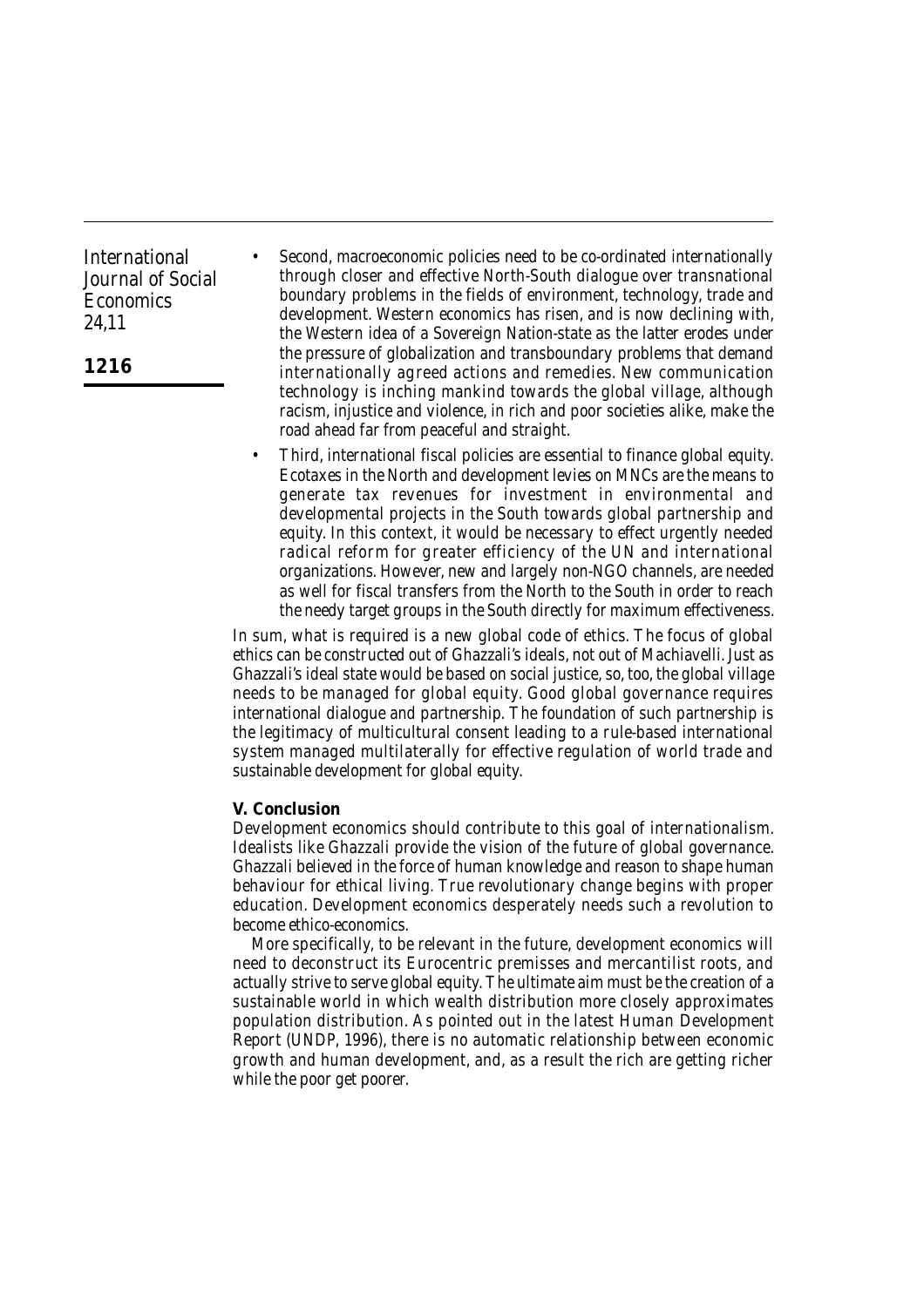- Second, macroeconomic policies need to be co-ordinated internationally through closer and effective North-South dialogue over transnational boundary problems in the fields of environment, technology, trade and development. Western economics has risen, and is now declining with, the Western idea of a Sovereign Nation-state as the latter erodes under the pressure of globalization and transboundary problems that demand internationally agreed actions and remedies. New communication technology is inching mankind towards the global village, although racism, injustice and violence, in rich and poor societies alike, make the road ahead far from peaceful and straight.
- Third, international fiscal policies are essential to finance global equity. Ecotaxes in the North and development levies on MNCs are the means to generate tax revenues for investment in environmental and developmental projects in the South towards global partnership and equity. In this context, it would be necessary to effect urgently needed radical reform for greater efficiency of the UN and international organizations. However, new and largely non-NGO channels, are needed as well for fiscal transfers from the North to the South in order to reach the needy target groups in the South directly for maximum effectiveness.

In sum, what is required is a new global code of ethics. The focus of global ethics can be constructed out of Ghazzali's ideals, not out of Machiavelli. Just as Ghazzali's ideal state would be based on social justice, so, too, the global village needs to be managed for global equity. Good global governance requires international dialogue and partnership. The foundation of such partnership is the legitimacy of multicultural consent leading to a rule-based international system managed multilaterally for effective regulation of world trade and sustainable development for global equity.

## V. Conclusion

Development economics should contribute to this goal of internationalism. Idealists like Ghazzali provide the vision of the future of global governance. Ghazzali believed in the force of human knowledge and reason to shape human behaviour for ethical living. True revolutionary change begins with proper education. Development economics desperately needs such a revolution to become ethico-economics.

More specifically, to be relevant in the future, development economics will need to deconstruct its Eurocentric premisses and mercantilist roots, and actually strive to serve global equity. The ultimate aim must be the creation of a sustainable world in which wealth distribution more closely approximates population distribution. As pointed out in the latest Human Development Report (UNDP, 1996), there is no automatic relationship between economic growth and human development, and, as a result the rich are getting richer while the poor get poorer.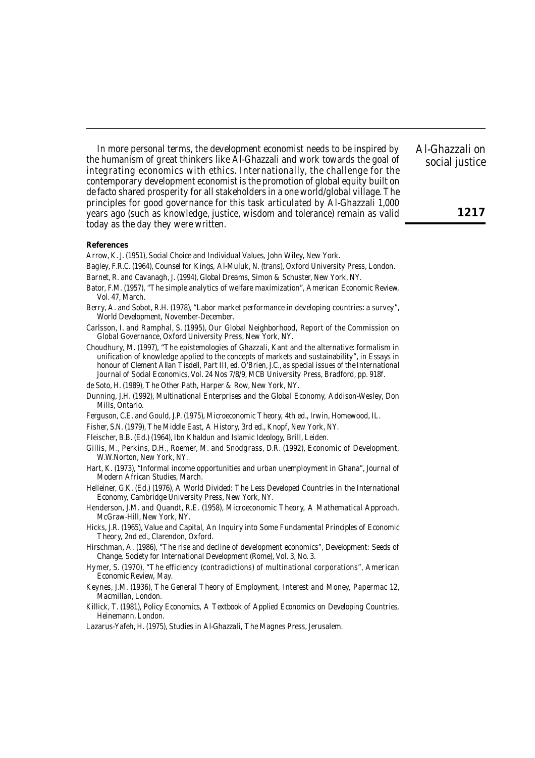In more personal terms, the development economist needs to be inspired by the humanism of great thinkers like Al-Ghazzali and work towards the goal of integrating economics with ethics. Internationally, the challenge for the contemporary development economist is the promotion of global equity built on de facto shared prosperity for all stakeholders in a one world/global village. The principles for good governance for this task articulated by Al-Ghazzali 1,000 years ago (such as knowledge, justice, wisdom and tolerance) remain as valid today as the day they were written.

**References**

Arrow, K. J. (1951), *Social Choice and Individual Values*, John Wiley, New York.

Bagley, F.R.C. (1964), *Counsel for Kings*, Al-Muluk, N. (trans), Oxford University Press, London.

Barnet, R. and Cavanagh, J. (1994), *Global Dreams*, Simon & Schuster, New York, NY.

Bator, F.M. (1957), "The simple analytics of welfare maximization", *American Economic Review*, Vol. 47, March.

Berry, A. and Sobot, R.H. (1978), "Labor market performance in developing countries: a survey", *World Development*, November-December.

Carlsson, I. and Ramphal, S. (1995), *Our Global Neighborhood*, Report of the Commission on Global Governance, Oxford University Press, New York, NY.

Choudhury, M. (1997), "The epistemologies of Ghazzali, Kant and the alternative: formalism in unification of knowledge applied to the concepts of markets and sustainability", in *Essays in honour of Clement Allan Tisdell*, Part III, ed. O'Brien, J.C., as special issues of the *International Journal of Social Economics*, Vol. 24 Nos 7/8/9, MCB University Press, Bradford, pp. 918f.

de Soto, H. (1989), *The Other Path*, Harper & Row, New York, NY.

Dunning, J.H. (1992), *Multinational Enterprises and the Global Economy*, Addison-Wesley, Don Mills, Ontario.

Ferguson, C.E. and Gould, J.P. (1975), *Microeconomic Theory*, 4th ed., Irwin, Homewood, IL.

Fisher, S.N. (1979), *The Middle East, A History*, 3rd ed., Knopf, New York, NY.

Fleischer, B.B. (Ed.) (1964), *Ibn Khaldun and Islamic Ideology*, Brill, Leiden.

Gillis, M., Perkins, D.H., Roemer, M. and Snodgrass, D.R. (1992), *Economic of Development*, W.W.Norton, New York, NY.

Hart, K. (1973), "Informal income opportunities and urban unemployment in Ghana", *Journal of Modern African Studies*, March.

Helleiner, G.K. (Ed.) (1976), *A World Divided: The Less Developed Countries in the International Economy*, Cambridge University Press, New York, NY.

Henderson, J.M. and Quandt, R.E. (1958), *Microeconomic Theory, A Mathematical Approach*, McGraw-Hill, New York, NY.

Hicks, J.R. (1965), *Value and Capital, An Inquiry into Some Fundamental Principles of Economic Theory*, 2nd ed., Clarendon, Oxford.

Hirschman, A. (1986), "The rise and decline of development economics", *Development: Seeds of Change*, Society for International Development (Rome), Vol. 3, No. 3.

Hymer, S. (1970), "The efficiency (contradictions) of multinational corporations", *American Economic Review*, May.

Keynes, J.M. (1936), *The General Theory of Employment, Interest and Money*, Papermac 12, Macmillan, London.

Killick, T. (1981), *Policy Economics, A Textbook of Applied Economics on Developing Countries*, Heinemann, London.

Lazarus-Yafeh, H. (1975), *Studies in Al-Ghazzali*, The Magnes Press, Jerusalem.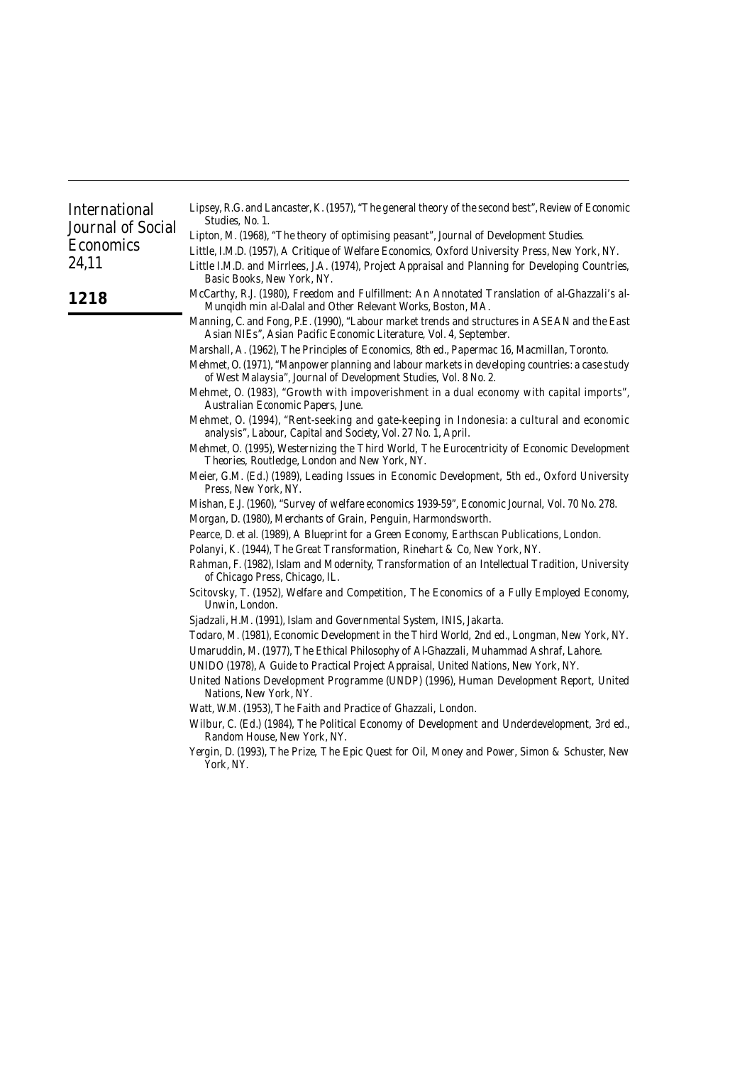Lipsey, R.G. and Lancaster, K. (1957), "The general theory of the second best", *Review of Economic Studies*, No. 1.

Lipton, M. (1968), "The theory of optimising peasant", *Journal of Development Studies*.

Little, I.M.D. (1957), *A Critique of Welfare Economics*, Oxford University Press, New York, NY.

Little I.M.D. and Mirrlees, J.A. (1974), *Project Appraisal and Planning for Developing Countries*, Basic Books, New York, NY.

McCarthy, R.J. (1980), *Freedom and Fulfillment: An Annotated Translation of al-Ghazzali's al-Munqidh min al-Dalal and Other Relevant Works*, Boston, MA.

Manning, C. and Fong, P.E. (1990), "Labour market trends and structures in ASEAN and the East Asian NIEs", *Asian Pacific Economic Literature*, Vol. 4, September.

Marshall, A. (1962), *The Principles of Economics*, 8th ed., Papermac 16, Macmillan, Toronto.

Mehmet, O. (1971), "Manpower planning and labour markets in developing countries: a case study of West Malaysia", *Journal of Development Studies*, Vol. 8 No. 2.

Mehmet, O. (1983), "Growth with impoverishment in a dual economy with capital imports", *Australian Economic Papers*, June.

Mehmet, O. (1994), "Rent-seeking and gate-keeping in Indonesia: a cultural and economic analysis", *Labour, Capital and Society*, Vol. 27 No. 1, April.

Mehmet, O. (1995), *Westernizing the Third World, The Eurocentricity of Economic Development Theories*, Routledge, London and New York, NY.

Meier, G.M. (Ed.) (1989), *Leading Issues in Economic Development*, 5th ed., Oxford University Press, New York, NY.

Mishan, E.J. (1960), "Survey of welfare economics 1939-59", *Economic Journal*, Vol. 70 No. 278.

Morgan, D. (1980), *Merchants of Grain*, Penguin, Harmondsworth.

Pearce, D. et al. (1989), *A Blueprint for a Green Economy*, Earthscan Publications, London.

Polanyi, K. (1944), *The Great Transformation*, Rinehart & Co, New York, NY.

Rahman, F. (1982), *Islam and Modernity, Transformation of an Intellectual Tradition*, University of Chicago Press, Chicago, IL.

Scitovsky, T. (1952), *Welfare and Competition, The Economics of a Fully Employed Economy*, Unwin, London.

Sjadzali, H.M. (1991), *Islam and Governmental System*, INIS, Jakarta.

Todaro, M. (1981), *Economic Development in the Third World*, 2nd ed., Longman, New York, NY.

Umaruddin, M. (1977), *The Ethical Philosophy of Al-Ghazzali*, Muhammad Ashraf, Lahore.

UNIDO (1978), *A Guide to Practical Project Appraisal*, United Nations, New York, NY.

United Nations Development Programme (UNDP) (1996), *Human Development Report*, United Nations, New York, NY.

Watt, W.M. (1953), *The Faith and Practice of Ghazzali*, London.

Wilbur, C. (Ed.) (1984), *The Political Economy of Development and Underdevelopment*, 3rd ed., Random House, New York, NY.

Yergin, D. (1993), *The Prize, The Epic Quest for Oil, Money and Power*, Simon & Schuster, New York, NY.